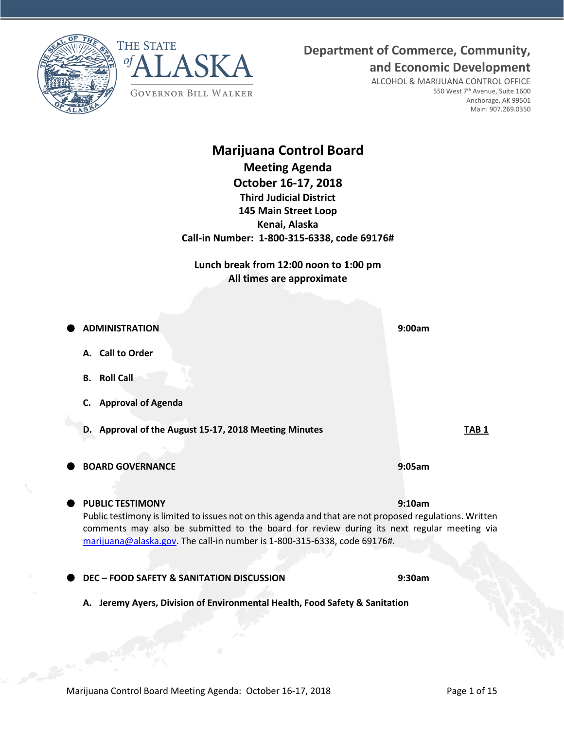THE STATE of ALASKA

GOVERNOR BILL WALKER

**Department of Commerce, Community, and Economic Development**

ALCOHOL & MARIJUANA CONTROL OFFICE
550 West 7th Avenue, Suite 1600
Anchorage, AK 99501
Main: 907.269.0350

# Marijuana Control Board

## Meeting Agenda

## October 16-17, 2018

**Third Judicial District**
**145 Main Street Loop**
**Kenai, Alaska**
**Call-in Number: 1-800-315-6338, code 69176#**

**Lunch break from 12:00 noon to 1:00 pm**
**All times are approximate**

- **ADMINISTRATION** **9:00am**

  **A. Call to Order**

  **B. Roll Call**

  **C. Approval of Agenda**

  **D. Approval of the August 15-17, 2018 Meeting Minutes** **TAB 1**

- **BOARD GOVERNANCE** **9:05am**

- **PUBLIC TESTIMONY** **9:10am**

  Public testimony is limited to issues not on this agenda and that are not proposed regulations. Written comments may also be submitted to the board for review during its next regular meeting via marijuana@alaska.gov. The call-in number is 1-800-315-6338, code 69176#.

- **DEC – FOOD SAFETY & SANITATION DISCUSSION** **9:30am**

  **A. Jeremy Ayers, Division of Environmental Health, Food Safety & Sanitation**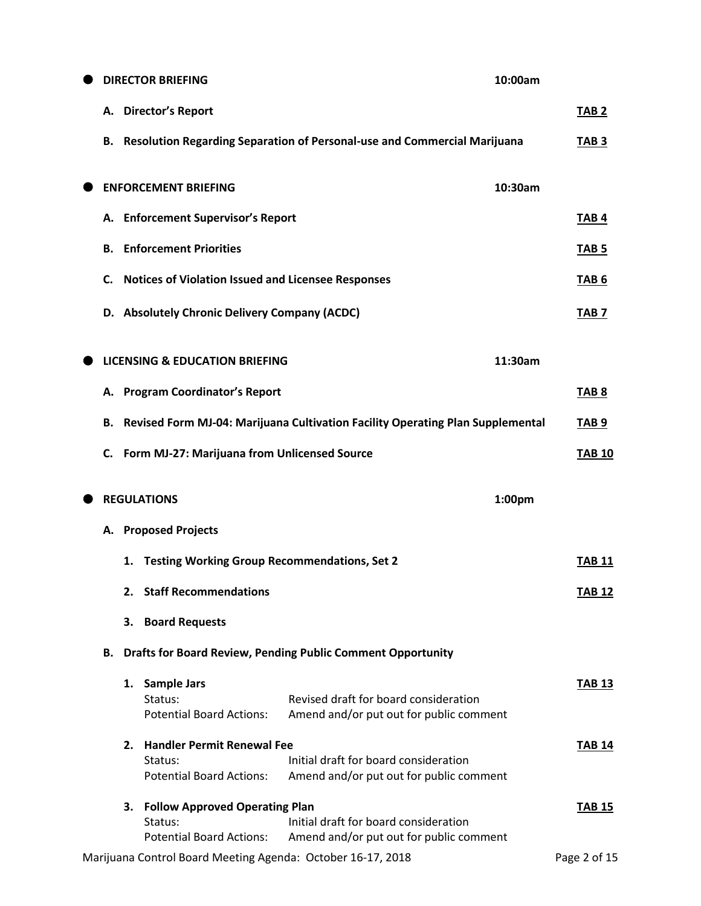- **DIRECTOR BRIEFING** **10:00am**

  **A. Director's Report** **TAB 2**

  **B. Resolution Regarding Separation of Personal-use and Commercial Marijuana** **TAB 3**

- **ENFORCEMENT BRIEFING** **10:30am**

  **A. Enforcement Supervisor's Report** **TAB 4**

  **B. Enforcement Priorities** **TAB 5**

  **C. Notices of Violation Issued and Licensee Responses** **TAB 6**

  **D. Absolutely Chronic Delivery Company (ACDC)** **TAB 7**

- **LICENSING & EDUCATION BRIEFING** **11:30am**

  **A. Program Coordinator's Report** **TAB 8**

  **B. Revised Form MJ-04: Marijuana Cultivation Facility Operating Plan Supplemental** **TAB 9**

  **C. Form MJ-27: Marijuana from Unlicensed Source** **TAB 10**

- **REGULATIONS** **1:00pm**

  **A. Proposed Projects**

  1. **Testing Working Group Recommendations, Set 2** **TAB 11**
  2. **Staff Recommendations** **TAB 12**
  3. **Board Requests**

  **B. Drafts for Board Review, Pending Public Comment Opportunity**

  1. **Sample Jars** **TAB 13**
     Status: Revised draft for board consideration
     Potential Board Actions: Amend and/or put out for public comment
  2. **Handler Permit Renewal Fee** **TAB 14**
     Status: Initial draft for board consideration
     Potential Board Actions: Amend and/or put out for public comment
  3. **Follow Approved Operating Plan** **TAB 15**
     Status: Initial draft for board consideration
     Potential Board Actions: Amend and/or put out for public comment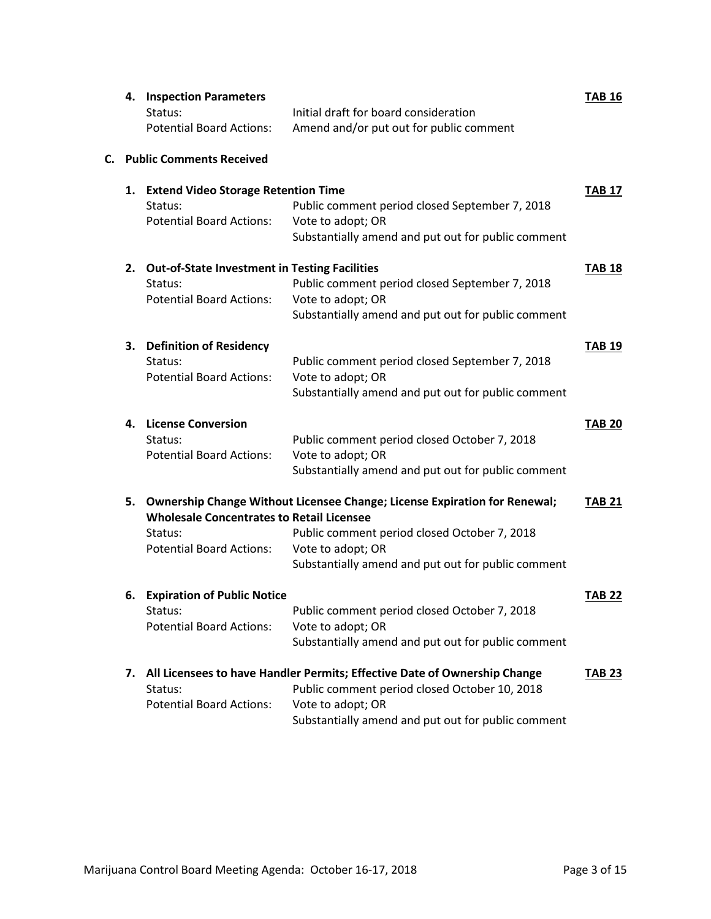4. **Inspection Parameters** — **TAB 16**
   Status: Initial draft for board consideration
   Potential Board Actions: Amend and/or put out for public comment

**C. Public Comments Received**

1. **Extend Video Storage Retention Time** — **TAB 17**
   Status: Public comment period closed September 7, 2018
   Potential Board Actions: Vote to adopt; OR
   Substantially amend and put out for public comment

2. **Out-of-State Investment in Testing Facilities** — **TAB 18**
   Status: Public comment period closed September 7, 2018
   Potential Board Actions: Vote to adopt; OR
   Substantially amend and put out for public comment

3. **Definition of Residency** — **TAB 19**
   Status: Public comment period closed September 7, 2018
   Potential Board Actions: Vote to adopt; OR
   Substantially amend and put out for public comment

4. **License Conversion** — **TAB 20**
   Status: Public comment period closed October 7, 2018
   Potential Board Actions: Vote to adopt; OR
   Substantially amend and put out for public comment

5. **Ownership Change Without Licensee Change; License Expiration for Renewal; Wholesale Concentrates to Retail Licensee** — **TAB 21**
   Status: Public comment period closed October 7, 2018
   Potential Board Actions: Vote to adopt; OR
   Substantially amend and put out for public comment

6. **Expiration of Public Notice** — **TAB 22**
   Status: Public comment period closed October 7, 2018
   Potential Board Actions: Vote to adopt; OR
   Substantially amend and put out for public comment

7. **All Licensees to have Handler Permits; Effective Date of Ownership Change** — **TAB 23**
   Status: Public comment period closed October 10, 2018
   Potential Board Actions: Vote to adopt; OR
   Substantially amend and put out for public comment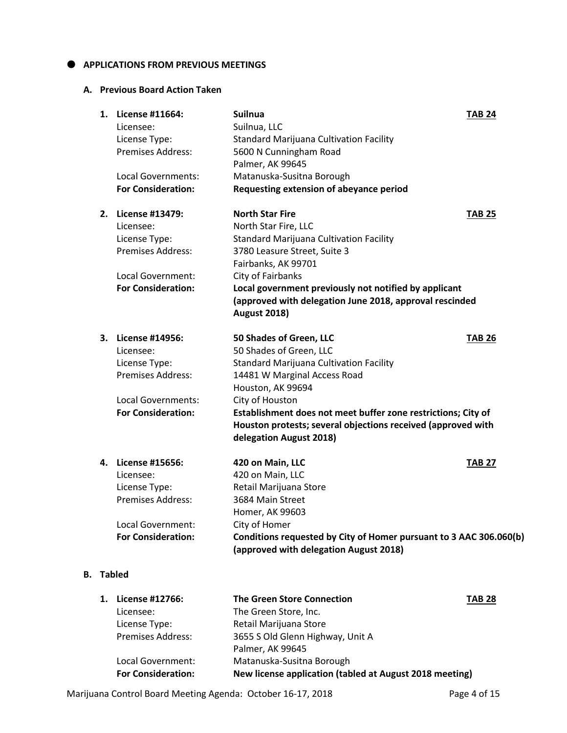## APPLICATIONS FROM PREVIOUS MEETINGS

### A. Previous Board Action Taken

1. **License #11664:** **Suilnua** **TAB 24**

| | |
|---|---|
| Licensee: | Suilnua, LLC |
| License Type: | Standard Marijuana Cultivation Facility |
| Premises Address: | 5600 N Cunningham Road<br>Palmer, AK 99645 |
| Local Governments: | Matanuska-Susitna Borough |
| **For Consideration:** | **Requesting extension of abeyance period** |

2. **License #13479:** **North Star Fire** **TAB 25**

| | |
|---|---|
| Licensee: | North Star Fire, LLC |
| License Type: | Standard Marijuana Cultivation Facility |
| Premises Address: | 3780 Leasure Street, Suite 3<br>Fairbanks, AK 99701 |
| Local Government: | City of Fairbanks |
| **For Consideration:** | **Local government previously not notified by applicant (approved with delegation June 2018, approval rescinded August 2018)** |

3. **License #14956:** **50 Shades of Green, LLC** **TAB 26**

| | |
|---|---|
| Licensee: | 50 Shades of Green, LLC |
| License Type: | Standard Marijuana Cultivation Facility |
| Premises Address: | 14481 W Marginal Access Road<br>Houston, AK 99694 |
| Local Governments: | City of Houston |
| **For Consideration:** | **Establishment does not meet buffer zone restrictions; City of Houston protests; several objections received (approved with delegation August 2018)** |

4. **License #15656:** **420 on Main, LLC** **TAB 27**

| | |
|---|---|
| Licensee: | 420 on Main, LLC |
| License Type: | Retail Marijuana Store |
| Premises Address: | 3684 Main Street<br>Homer, AK 99603 |
| Local Government: | City of Homer |
| **For Consideration:** | **Conditions requested by City of Homer pursuant to 3 AAC 306.060(b) (approved with delegation August 2018)** |

### B. Tabled

1. **License #12766:** **The Green Store Connection** **TAB 28**

| | |
|---|---|
| Licensee: | The Green Store, Inc. |
| License Type: | Retail Marijuana Store |
| Premises Address: | 3655 S Old Glenn Highway, Unit A<br>Palmer, AK 99645 |
| Local Government: | Matanuska-Susitna Borough |
| **For Consideration:** | **New license application (tabled at August 2018 meeting)** |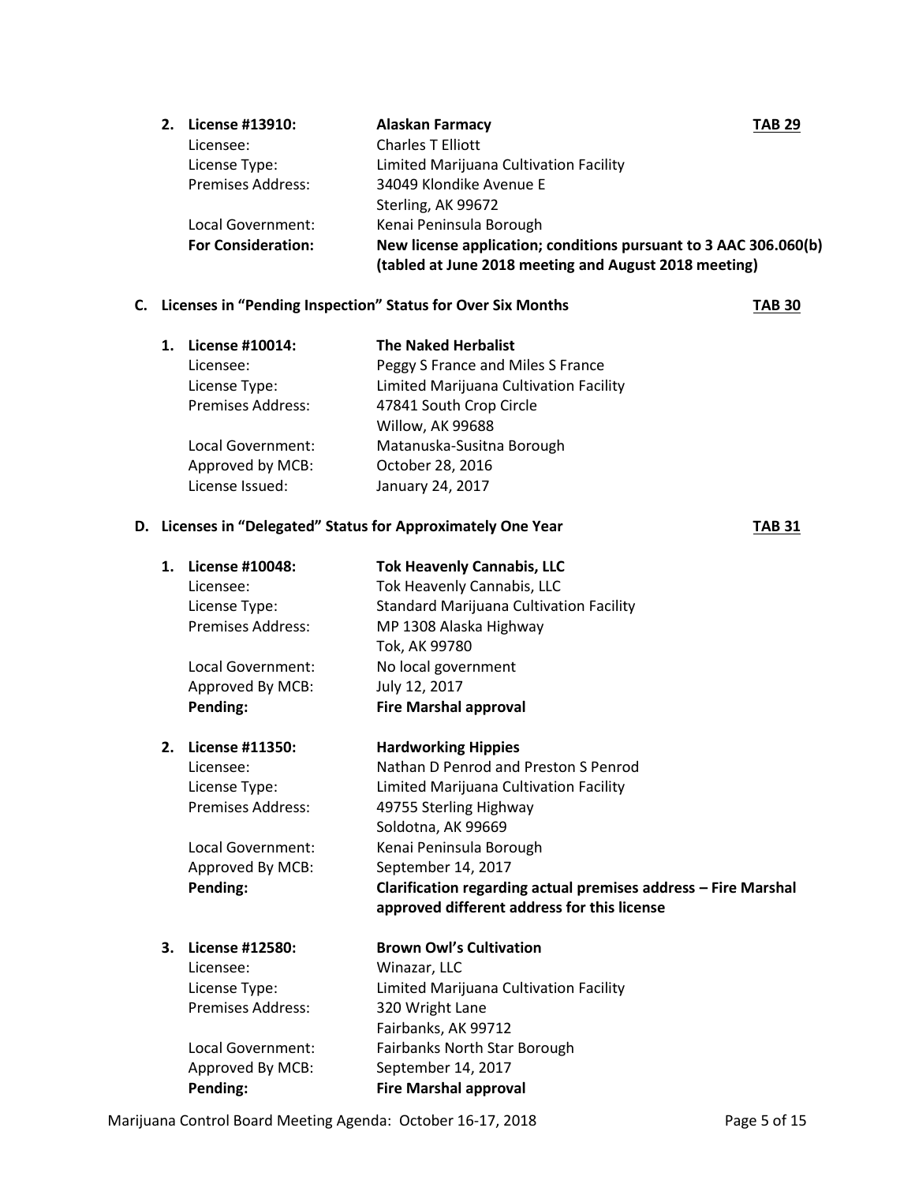2. **License #13910:** **Alaskan Farmacy** **TAB 29**

   Licensee: Charles T Elliott
   License Type: Limited Marijuana Cultivation Facility
   Premises Address: 34049 Klondike Avenue E
   Sterling, AK 99672
   Local Government: Kenai Peninsula Borough
   **For Consideration:** **New license application; conditions pursuant to 3 AAC 306.060(b) (tabled at June 2018 meeting and August 2018 meeting)**

**C. Licenses in "Pending Inspection" Status for Over Six Months** **TAB 30**

1. **License #10014:** **The Naked Herbalist**

   Licensee: Peggy S France and Miles S France
   License Type: Limited Marijuana Cultivation Facility
   Premises Address: 47841 South Crop Circle
   Willow, AK 99688
   Local Government: Matanuska-Susitna Borough
   Approved by MCB: October 28, 2016
   License Issued: January 24, 2017

**D. Licenses in "Delegated" Status for Approximately One Year** **TAB 31**

1. **License #10048:** **Tok Heavenly Cannabis, LLC**

   Licensee: Tok Heavenly Cannabis, LLC
   License Type: Standard Marijuana Cultivation Facility
   Premises Address: MP 1308 Alaska Highway
   Tok, AK 99780
   Local Government: No local government
   Approved By MCB: July 12, 2017
   **Pending:** **Fire Marshal approval**

2. **License #11350:** **Hardworking Hippies**

   Licensee: Nathan D Penrod and Preston S Penrod
   License Type: Limited Marijuana Cultivation Facility
   Premises Address: 49755 Sterling Highway
   Soldotna, AK 99669
   Local Government: Kenai Peninsula Borough
   Approved By MCB: September 14, 2017
   **Pending:** **Clarification regarding actual premises address – Fire Marshal approved different address for this license**

3. **License #12580:** **Brown Owl's Cultivation**

   Licensee: Winazar, LLC
   License Type: Limited Marijuana Cultivation Facility
   Premises Address: 320 Wright Lane
   Fairbanks, AK 99712
   Local Government: Fairbanks North Star Borough
   Approved By MCB: September 14, 2017
   **Pending:** **Fire Marshal approval**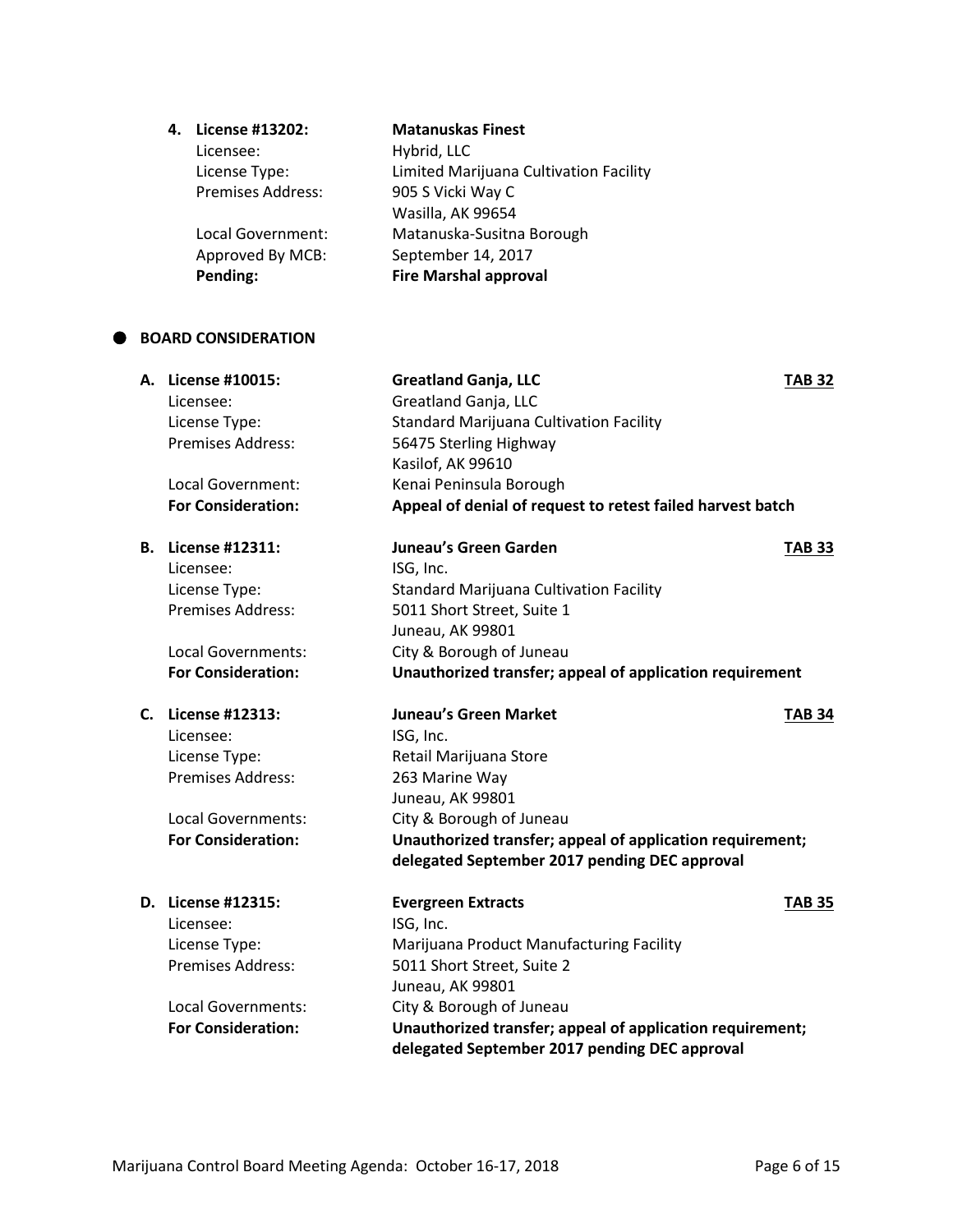4. **License #13202:** **Matanuskas Finest**
   Licensee: Hybrid, LLC
   License Type: Limited Marijuana Cultivation Facility
   Premises Address: 905 S Vicki Way C
   Wasilla, AK 99654
   Local Government: Matanuska-Susitna Borough
   Approved By MCB: September 14, 2017
   **Pending:** **Fire Marshal approval**

## BOARD CONSIDERATION

**A. License #10015:** **Greatland Ganja, LLC** **TAB 32**
Licensee: Greatland Ganja, LLC
License Type: Standard Marijuana Cultivation Facility
Premises Address: 56475 Sterling Highway
Kasilof, AK 99610
Local Government: Kenai Peninsula Borough
**For Consideration:** **Appeal of denial of request to retest failed harvest batch**

**B. License #12311:** **Juneau's Green Garden** **TAB 33**
Licensee: ISG, Inc.
License Type: Standard Marijuana Cultivation Facility
Premises Address: 5011 Short Street, Suite 1
Juneau, AK 99801
Local Governments: City & Borough of Juneau
**For Consideration:** **Unauthorized transfer; appeal of application requirement**

**C. License #12313:** **Juneau's Green Market** **TAB 34**
Licensee: ISG, Inc.
License Type: Retail Marijuana Store
Premises Address: 263 Marine Way
Juneau, AK 99801
Local Governments: City & Borough of Juneau
**For Consideration:** **Unauthorized transfer; appeal of application requirement; delegated September 2017 pending DEC approval**

**D. License #12315:** **Evergreen Extracts** **TAB 35**
Licensee: ISG, Inc.
License Type: Marijuana Product Manufacturing Facility
Premises Address: 5011 Short Street, Suite 2
Juneau, AK 99801
Local Governments: City & Borough of Juneau
**For Consideration:** **Unauthorized transfer; appeal of application requirement; delegated September 2017 pending DEC approval**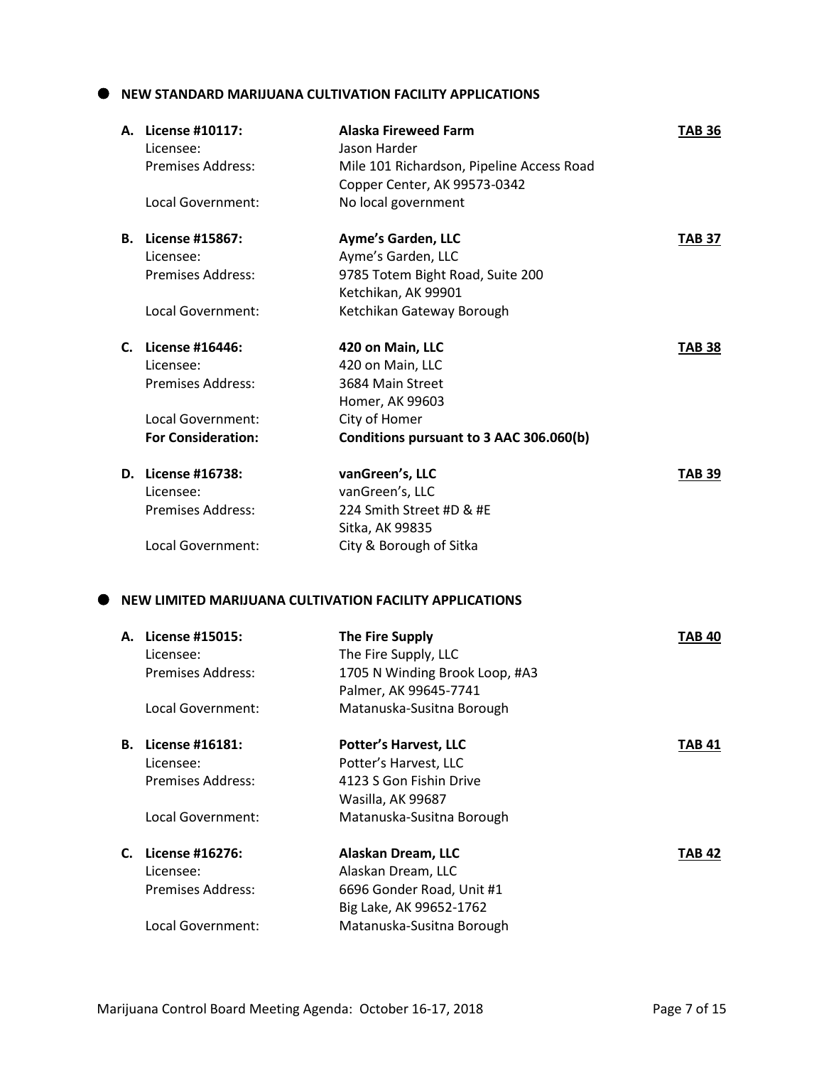## NEW STANDARD MARIJUANA CULTIVATION FACILITY APPLICATIONS

**A. License #10117:** **Alaska Fireweed Farm** **TAB 36**
Licensee: Jason Harder
Premises Address: Mile 101 Richardson, Pipeline Access Road
Copper Center, AK 99573-0342
Local Government: No local government

**B. License #15867:** **Ayme's Garden, LLC** **TAB 37**
Licensee: Ayme's Garden, LLC
Premises Address: 9785 Totem Bight Road, Suite 200
Ketchikan, AK 99901
Local Government: Ketchikan Gateway Borough

**C. License #16446:** **420 on Main, LLC** **TAB 38**
Licensee: 420 on Main, LLC
Premises Address: 3684 Main Street
Homer, AK 99603
Local Government: City of Homer
**For Consideration:** **Conditions pursuant to 3 AAC 306.060(b)**

**D. License #16738:** **vanGreen's, LLC** **TAB 39**
Licensee: vanGreen's, LLC
Premises Address: 224 Smith Street #D & #E
Sitka, AK 99835
Local Government: City & Borough of Sitka

## NEW LIMITED MARIJUANA CULTIVATION FACILITY APPLICATIONS

**A. License #15015:** **The Fire Supply** **TAB 40**
Licensee: The Fire Supply, LLC
Premises Address: 1705 N Winding Brook Loop, #A3
Palmer, AK 99645-7741
Local Government: Matanuska-Susitna Borough

**B. License #16181:** **Potter's Harvest, LLC** **TAB 41**
Licensee: Potter's Harvest, LLC
Premises Address: 4123 S Gon Fishin Drive
Wasilla, AK 99687
Local Government: Matanuska-Susitna Borough

**C. License #16276:** **Alaskan Dream, LLC** **TAB 42**
Licensee: Alaskan Dream, LLC
Premises Address: 6696 Gonder Road, Unit #1
Big Lake, AK 99652-1762
Local Government: Matanuska-Susitna Borough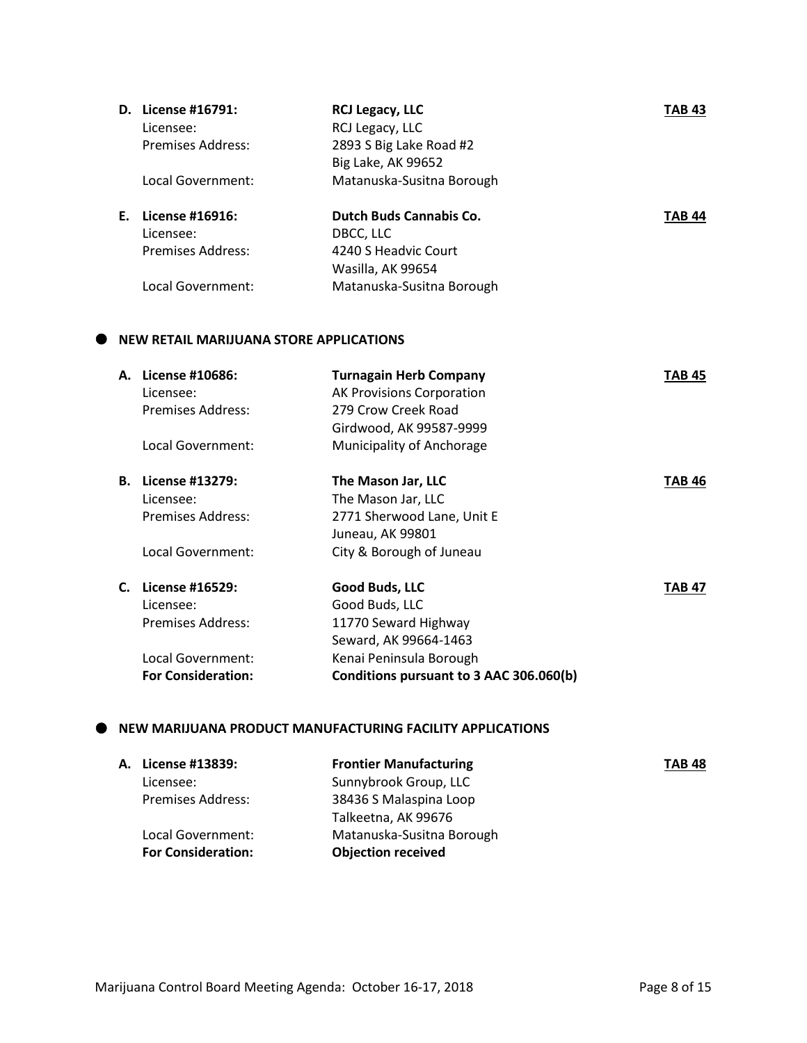**D. License #16791:** **RCJ Legacy, LLC** **TAB 43**
Licensee: RCJ Legacy, LLC
Premises Address: 2893 S Big Lake Road #2
Big Lake, AK 99652
Local Government: Matanuska-Susitna Borough

**E. License #16916:** **Dutch Buds Cannabis Co.** **TAB 44**
Licensee: DBCC, LLC
Premises Address: 4240 S Headvic Court
Wasilla, AK 99654
Local Government: Matanuska-Susitna Borough

## NEW RETAIL MARIJUANA STORE APPLICATIONS

**A. License #10686:** **Turnagain Herb Company** **TAB 45**
Licensee: AK Provisions Corporation
Premises Address: 279 Crow Creek Road
Girdwood, AK 99587-9999
Local Government: Municipality of Anchorage

**B. License #13279:** **The Mason Jar, LLC** **TAB 46**
Licensee: The Mason Jar, LLC
Premises Address: 2771 Sherwood Lane, Unit E
Juneau, AK 99801
Local Government: City & Borough of Juneau

**C. License #16529:** **Good Buds, LLC** **TAB 47**
Licensee: Good Buds, LLC
Premises Address: 11770 Seward Highway
Seward, AK 99664-1463
Local Government: Kenai Peninsula Borough
**For Consideration:** **Conditions pursuant to 3 AAC 306.060(b)**

## NEW MARIJUANA PRODUCT MANUFACTURING FACILITY APPLICATIONS

**A. License #13839:** **Frontier Manufacturing** **TAB 48**
Licensee: Sunnybrook Group, LLC
Premises Address: 38436 S Malaspina Loop
Talkeetna, AK 99676
Local Government: Matanuska-Susitna Borough
**For Consideration:** **Objection received**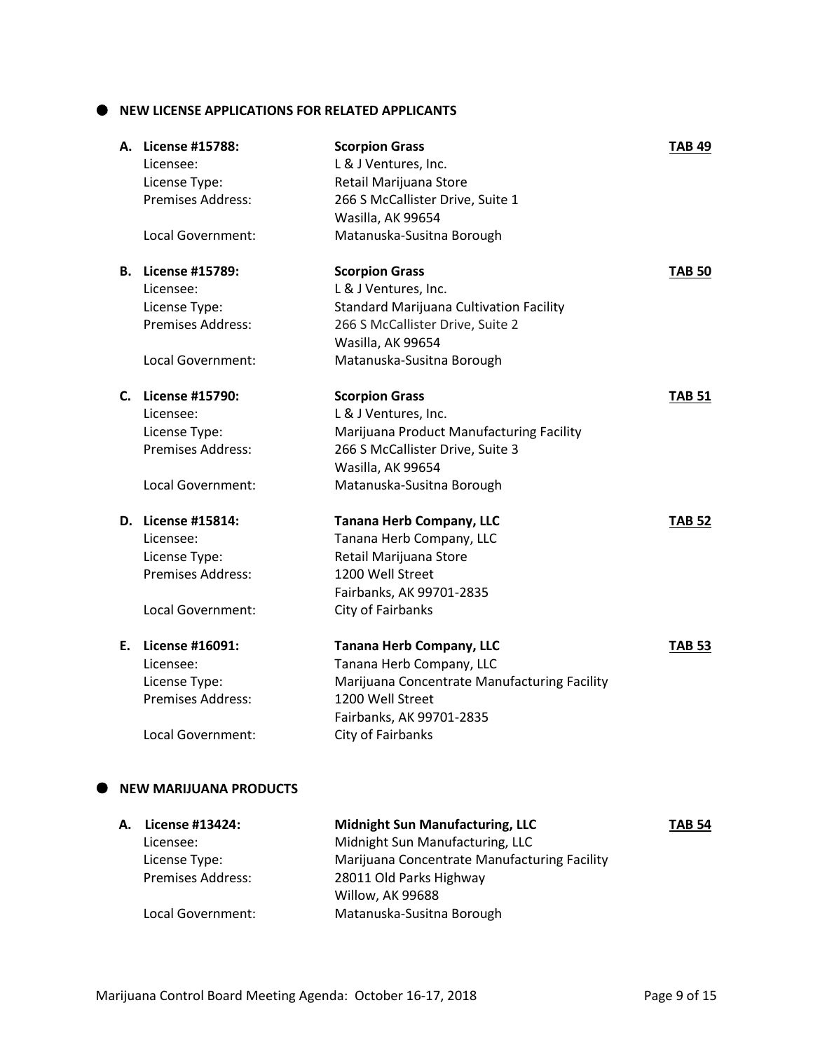## NEW LICENSE APPLICATIONS FOR RELATED APPLICANTS

**A. License #15788:** **Scorpion Grass** **TAB 49**
Licensee: L & J Ventures, Inc.
License Type: Retail Marijuana Store
Premises Address: 266 S McCallister Drive, Suite 1
Wasilla, AK 99654
Local Government: Matanuska-Susitna Borough

**B. License #15789:** **Scorpion Grass** **TAB 50**
Licensee: L & J Ventures, Inc.
License Type: Standard Marijuana Cultivation Facility
Premises Address: 266 S McCallister Drive, Suite 2
Wasilla, AK 99654
Local Government: Matanuska-Susitna Borough

**C. License #15790:** **Scorpion Grass** **TAB 51**
Licensee: L & J Ventures, Inc.
License Type: Marijuana Product Manufacturing Facility
Premises Address: 266 S McCallister Drive, Suite 3
Wasilla, AK 99654
Local Government: Matanuska-Susitna Borough

**D. License #15814:** **Tanana Herb Company, LLC** **TAB 52**
Licensee: Tanana Herb Company, LLC
License Type: Retail Marijuana Store
Premises Address: 1200 Well Street
Fairbanks, AK 99701-2835
Local Government: City of Fairbanks

**E. License #16091:** **Tanana Herb Company, LLC** **TAB 53**
Licensee: Tanana Herb Company, LLC
License Type: Marijuana Concentrate Manufacturing Facility
Premises Address: 1200 Well Street
Fairbanks, AK 99701-2835
Local Government: City of Fairbanks

## NEW MARIJUANA PRODUCTS

**A. License #13424:** **Midnight Sun Manufacturing, LLC** **TAB 54**
Licensee: Midnight Sun Manufacturing, LLC
License Type: Marijuana Concentrate Manufacturing Facility
Premises Address: 28011 Old Parks Highway
Willow, AK 99688
Local Government: Matanuska-Susitna Borough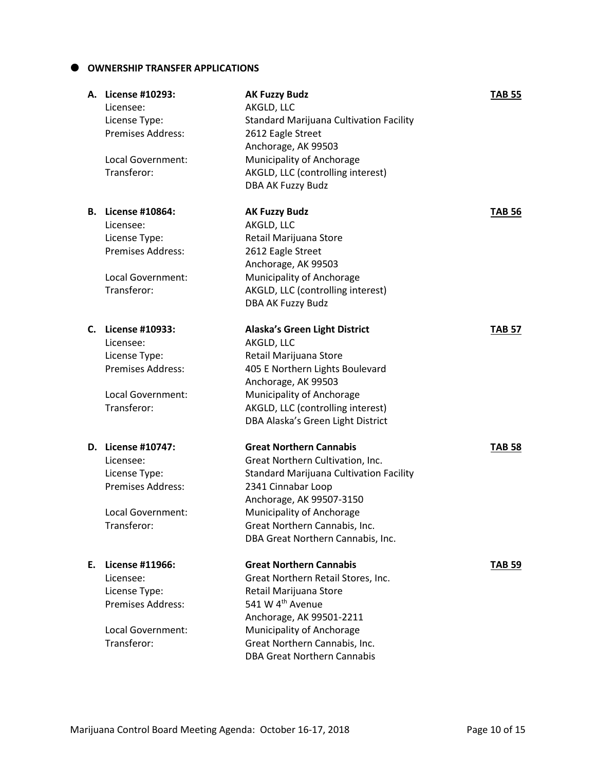## OWNERSHIP TRANSFER APPLICATIONS

**A. License #10293:** **AK Fuzzy Budz** **TAB 55**

Licensee: AKGLD, LLC
License Type: Standard Marijuana Cultivation Facility
Premises Address: 2612 Eagle Street
Anchorage, AK 99503
Local Government: Municipality of Anchorage
Transferor: AKGLD, LLC (controlling interest)
DBA AK Fuzzy Budz

**B. License #10864:** **AK Fuzzy Budz** **TAB 56**

Licensee: AKGLD, LLC
License Type: Retail Marijuana Store
Premises Address: 2612 Eagle Street
Anchorage, AK 99503
Local Government: Municipality of Anchorage
Transferor: AKGLD, LLC (controlling interest)
DBA AK Fuzzy Budz

**C. License #10933:** **Alaska's Green Light District** **TAB 57**

Licensee: AKGLD, LLC
License Type: Retail Marijuana Store
Premises Address: 405 E Northern Lights Boulevard
Anchorage, AK 99503
Local Government: Municipality of Anchorage
Transferor: AKGLD, LLC (controlling interest)
DBA Alaska's Green Light District

**D. License #10747:** **Great Northern Cannabis** **TAB 58**

Licensee: Great Northern Cultivation, Inc.
License Type: Standard Marijuana Cultivation Facility
Premises Address: 2341 Cinnabar Loop
Anchorage, AK 99507-3150
Local Government: Municipality of Anchorage
Transferor: Great Northern Cannabis, Inc.
DBA Great Northern Cannabis, Inc.

**E. License #11966:** **Great Northern Cannabis** **TAB 59**

Licensee: Great Northern Retail Stores, Inc.
License Type: Retail Marijuana Store
Premises Address: 541 W 4th Avenue
Anchorage, AK 99501-2211
Local Government: Municipality of Anchorage
Transferor: Great Northern Cannabis, Inc.
DBA Great Northern Cannabis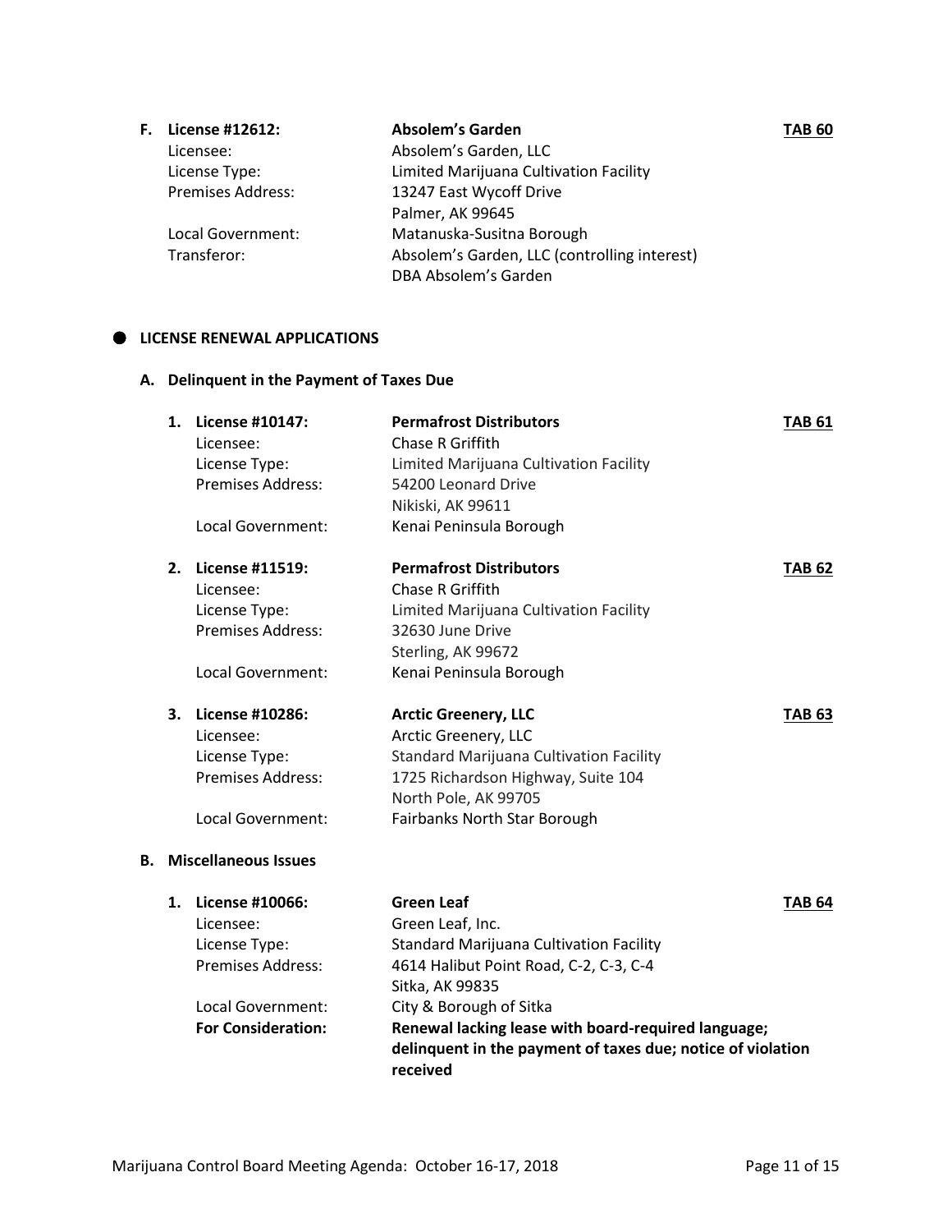**F. License #12612:** **Absolem's Garden** **TAB 60**

| | |
|---|---|
| Licensee: | Absolem's Garden, LLC |
| License Type: | Limited Marijuana Cultivation Facility |
| Premises Address: | 13247 East Wycoff Drive<br>Palmer, AK 99645 |
| Local Government: | Matanuska-Susitna Borough |
| Transferor: | Absolem's Garden, LLC (controlling interest)<br>DBA Absolem's Garden |

- **LICENSE RENEWAL APPLICATIONS**

**A. Delinquent in the Payment of Taxes Due**

**1. License #10147:** **Permafrost Distributors** **TAB 61**

| | |
|---|---|
| Licensee: | Chase R Griffith |
| License Type: | Limited Marijuana Cultivation Facility |
| Premises Address: | 54200 Leonard Drive<br>Nikiski, AK 99611 |
| Local Government: | Kenai Peninsula Borough |

**2. License #11519:** **Permafrost Distributors** **TAB 62**

| | |
|---|---|
| Licensee: | Chase R Griffith |
| License Type: | Limited Marijuana Cultivation Facility |
| Premises Address: | 32630 June Drive<br>Sterling, AK 99672 |
| Local Government: | Kenai Peninsula Borough |

**3. License #10286:** **Arctic Greenery, LLC** **TAB 63**

| | |
|---|---|
| Licensee: | Arctic Greenery, LLC |
| License Type: | Standard Marijuana Cultivation Facility |
| Premises Address: | 1725 Richardson Highway, Suite 104<br>North Pole, AK 99705 |
| Local Government: | Fairbanks North Star Borough |

**B. Miscellaneous Issues**

**1. License #10066:** **Green Leaf** **TAB 64**

| | |
|---|---|
| Licensee: | Green Leaf, Inc. |
| License Type: | Standard Marijuana Cultivation Facility |
| Premises Address: | 4614 Halibut Point Road, C-2, C-3, C-4<br>Sitka, AK 99835 |
| Local Government: | City & Borough of Sitka |
| **For Consideration:** | **Renewal lacking lease with board-required language; delinquent in the payment of taxes due; notice of violation received** |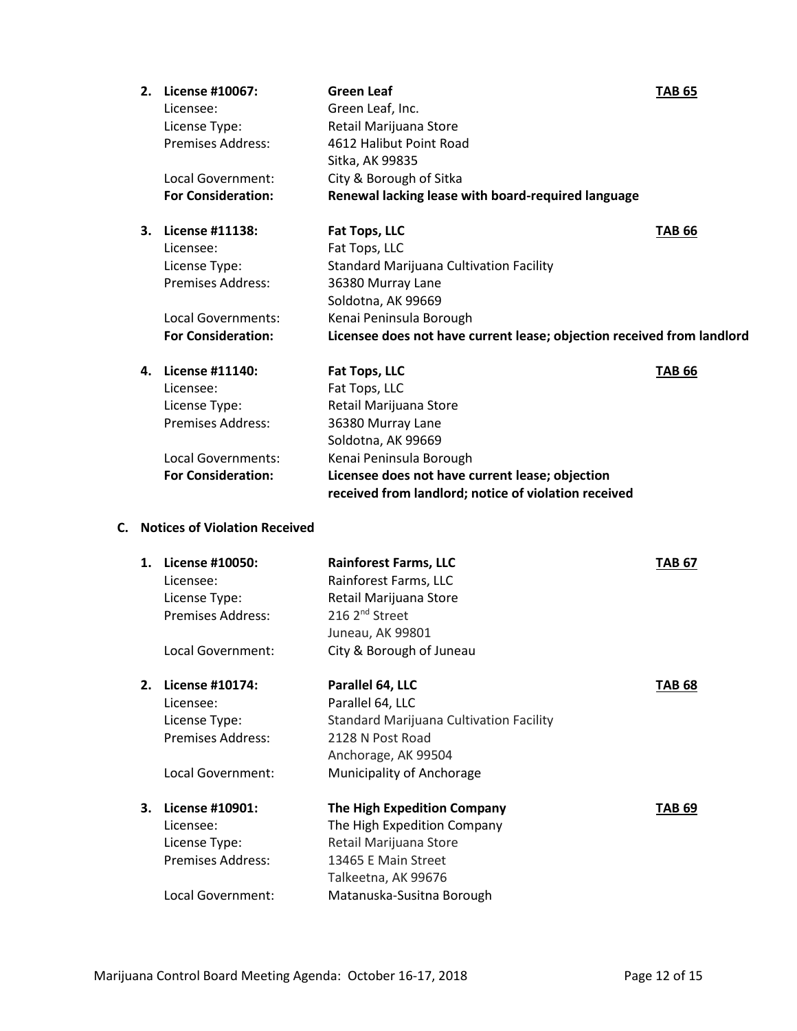2. **License #10067:** **Green Leaf** **TAB 65**
   Licensee: Green Leaf, Inc.
   License Type: Retail Marijuana Store
   Premises Address: 4612 Halibut Point Road
   Sitka, AK 99835
   Local Government: City & Borough of Sitka
   **For Consideration:** **Renewal lacking lease with board-required language**

3. **License #11138:** **Fat Tops, LLC** **TAB 66**
   Licensee: Fat Tops, LLC
   License Type: Standard Marijuana Cultivation Facility
   Premises Address: 36380 Murray Lane
   Soldotna, AK 99669
   Local Governments: Kenai Peninsula Borough
   **For Consideration:** **Licensee does not have current lease; objection received from landlord**

4. **License #11140:** **Fat Tops, LLC** **TAB 66**
   Licensee: Fat Tops, LLC
   License Type: Retail Marijuana Store
   Premises Address: 36380 Murray Lane
   Soldotna, AK 99669
   Local Governments: Kenai Peninsula Borough
   **For Consideration:** **Licensee does not have current lease; objection received from landlord; notice of violation received**

**C. Notices of Violation Received**

1. **License #10050:** **Rainforest Farms, LLC** **TAB 67**
   Licensee: Rainforest Farms, LLC
   License Type: Retail Marijuana Store
   Premises Address: 216 2nd Street
   Juneau, AK 99801
   Local Government: City & Borough of Juneau

2. **License #10174:** **Parallel 64, LLC** **TAB 68**
   Licensee: Parallel 64, LLC
   License Type: Standard Marijuana Cultivation Facility
   Premises Address: 2128 N Post Road
   Anchorage, AK 99504
   Local Government: Municipality of Anchorage

3. **License #10901:** **The High Expedition Company** **TAB 69**
   Licensee: The High Expedition Company
   License Type: Retail Marijuana Store
   Premises Address: 13465 E Main Street
   Talkeetna, AK 99676
   Local Government: Matanuska-Susitna Borough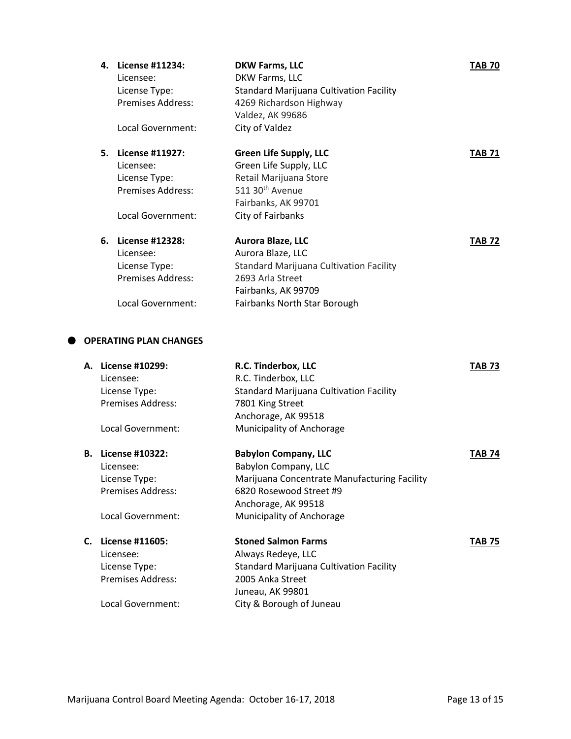4. **License #11234:** **DKW Farms, LLC** **TAB 70**
   Licensee: DKW Farms, LLC
   License Type: Standard Marijuana Cultivation Facility
   Premises Address: 4269 Richardson Highway
   Valdez, AK 99686
   Local Government: City of Valdez

5. **License #11927:** **Green Life Supply, LLC** **TAB 71**
   Licensee: Green Life Supply, LLC
   License Type: Retail Marijuana Store
   Premises Address: 511 30th Avenue
   Fairbanks, AK 99701
   Local Government: City of Fairbanks

6. **License #12328:** **Aurora Blaze, LLC** **TAB 72**
   Licensee: Aurora Blaze, LLC
   License Type: Standard Marijuana Cultivation Facility
   Premises Address: 2693 Arla Street
   Fairbanks, AK 99709
   Local Government: Fairbanks North Star Borough

- **OPERATING PLAN CHANGES**

A. **License #10299:** **R.C. Tinderbox, LLC** **TAB 73**
   Licensee: R.C. Tinderbox, LLC
   License Type: Standard Marijuana Cultivation Facility
   Premises Address: 7801 King Street
   Anchorage, AK 99518
   Local Government: Municipality of Anchorage

B. **License #10322:** **Babylon Company, LLC** **TAB 74**
   Licensee: Babylon Company, LLC
   License Type: Marijuana Concentrate Manufacturing Facility
   Premises Address: 6820 Rosewood Street #9
   Anchorage, AK 99518
   Local Government: Municipality of Anchorage

C. **License #11605:** **Stoned Salmon Farms** **TAB 75**
   Licensee: Always Redeye, LLC
   License Type: Standard Marijuana Cultivation Facility
   Premises Address: 2005 Anka Street
   Juneau, AK 99801
   Local Government: City & Borough of Juneau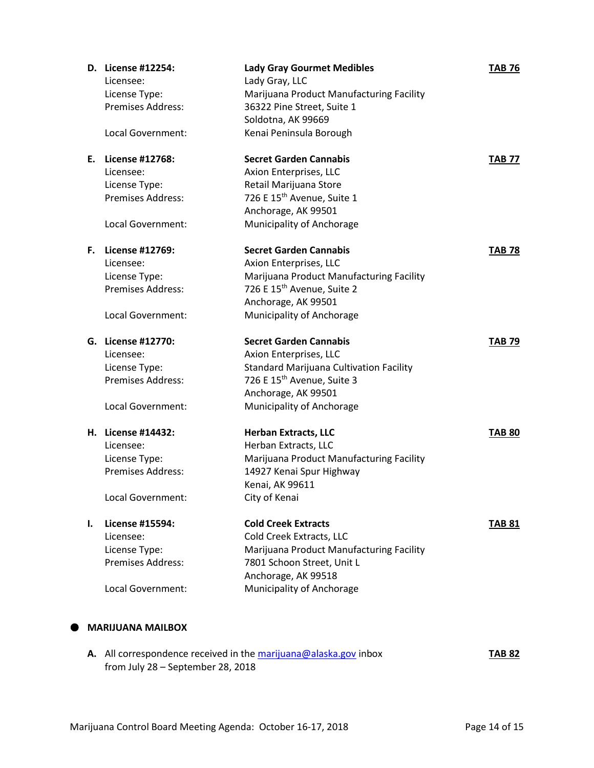**D. License #12254:** **Lady Gray Gourmet Medibles** **TAB 76**

Licensee: Lady Gray, LLC
License Type: Marijuana Product Manufacturing Facility
Premises Address: 36322 Pine Street, Suite 1
Soldotna, AK 99669
Local Government: Kenai Peninsula Borough

**E. License #12768:** **Secret Garden Cannabis** **TAB 77**

Licensee: Axion Enterprises, LLC
License Type: Retail Marijuana Store
Premises Address: 726 E 15th Avenue, Suite 1
Anchorage, AK 99501
Local Government: Municipality of Anchorage

**F. License #12769:** **Secret Garden Cannabis** **TAB 78**

Licensee: Axion Enterprises, LLC
License Type: Marijuana Product Manufacturing Facility
Premises Address: 726 E 15th Avenue, Suite 2
Anchorage, AK 99501
Local Government: Municipality of Anchorage

**G. License #12770:** **Secret Garden Cannabis** **TAB 79**

Licensee: Axion Enterprises, LLC
License Type: Standard Marijuana Cultivation Facility
Premises Address: 726 E 15th Avenue, Suite 3
Anchorage, AK 99501
Local Government: Municipality of Anchorage

**H. License #14432:** **Herban Extracts, LLC** **TAB 80**

Licensee: Herban Extracts, LLC
License Type: Marijuana Product Manufacturing Facility
Premises Address: 14927 Kenai Spur Highway
Kenai, AK 99611
Local Government: City of Kenai

**I. License #15594:** **Cold Creek Extracts** **TAB 81**

Licensee: Cold Creek Extracts, LLC
License Type: Marijuana Product Manufacturing Facility
Premises Address: 7801 Schoon Street, Unit L
Anchorage, AK 99518
Local Government: Municipality of Anchorage

- **MARIJUANA MAILBOX**

**A.** All correspondence received in the marijuana@alaska.gov inbox from July 28 – September 28, 2018 **TAB 82**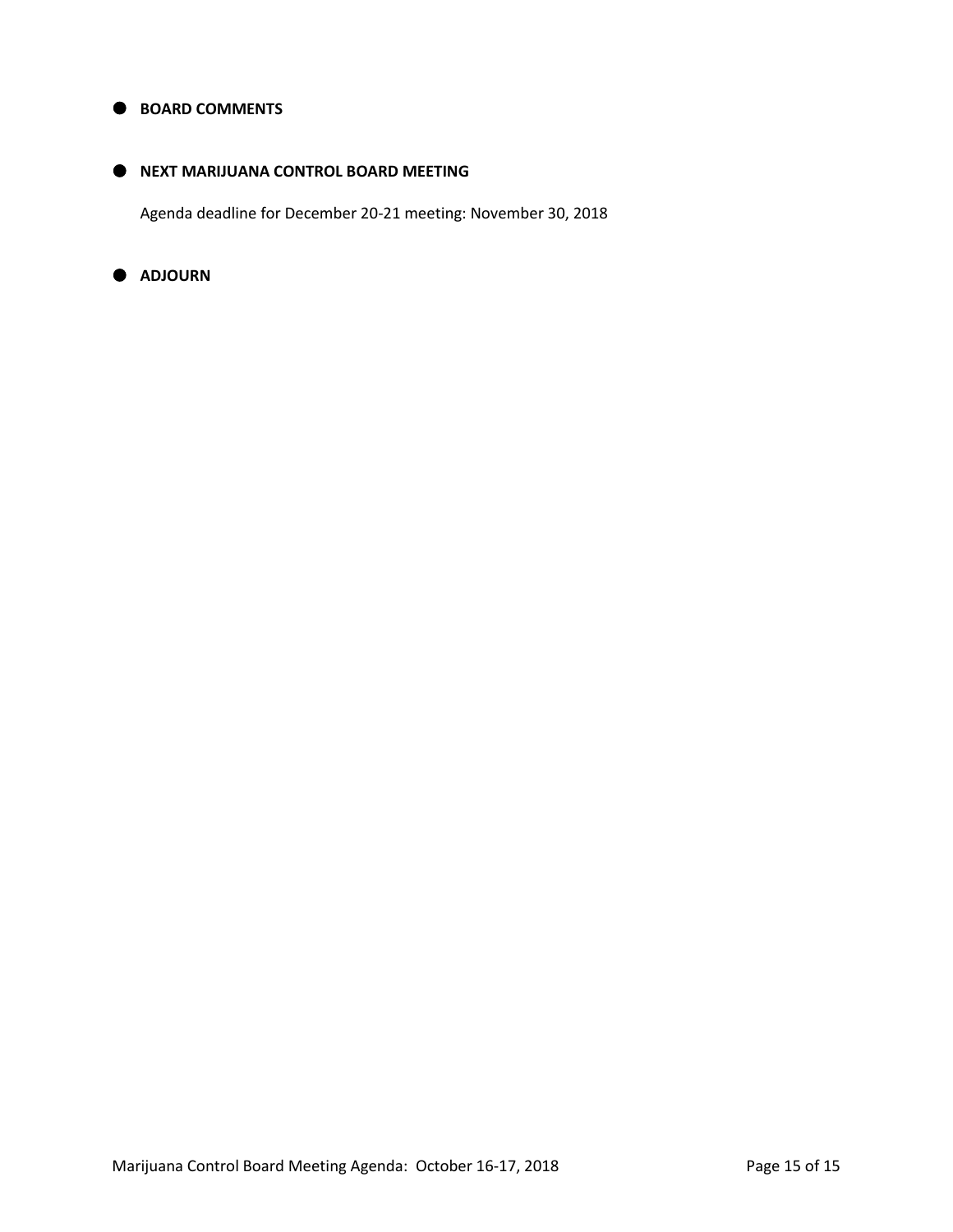- **BOARD COMMENTS**

- **NEXT MARIJUANA CONTROL BOARD MEETING**

  Agenda deadline for December 20-21 meeting: November 30, 2018

- **ADJOURN**